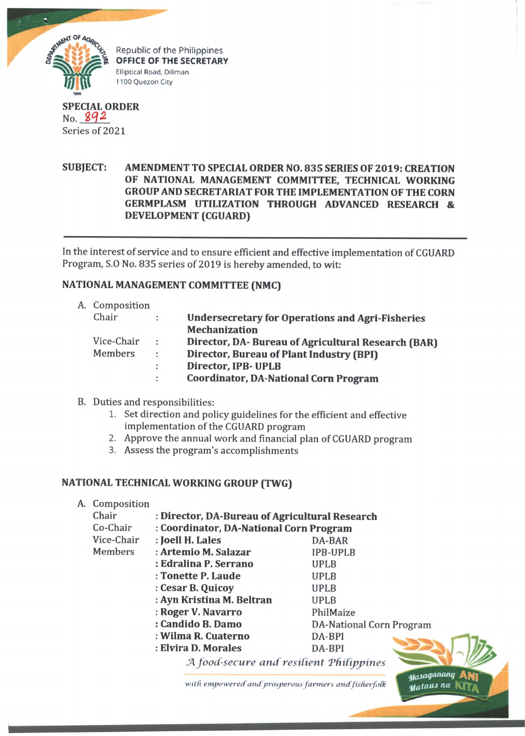Republic of the Philippines
**OFFICE OF THE SECRETARY**
Elliptical Road, Diliman
1100 Quezon City

**SPECIAL ORDER**
No. 892
Series of 2021

**SUBJECT: AMENDMENT TO SPECIAL ORDER NO. 835 SERIES OF 2019: CREATION OF NATIONAL MANAGEMENT COMMITTEE, TECHNICAL WORKING GROUP AND SECRETARIAT FOR THE IMPLEMENTATION OF THE CORN GERMPLASM UTILIZATION THROUGH ADVANCED RESEARCH & DEVELOPMENT (CGUARD)**

---

In the interest of service and to ensure efficient and effective implementation of CGUARD Program, S.O No. 835 series of 2019 is hereby amended, to wit:

## NATIONAL MANAGEMENT COMMITTEE (NMC)

A. Composition

| | | |
|---|---|---|
| Chair | : | **Undersecretary for Operations and Agri-Fisheries Mechanization** |
| Vice-Chair | : | **Director, DA- Bureau of Agricultural Research (BAR)** |
| Members | : | **Director, Bureau of Plant Industry (BPI)** |
| | : | **Director, IPB- UPLB** |
| | : | **Coordinator, DA-National Corn Program** |

B. Duties and responsibilities:
1. Set direction and policy guidelines for the efficient and effective implementation of the CGUARD program
2. Approve the annual work and financial plan of CGUARD program
3. Assess the program's accomplishments

## NATIONAL TECHNICAL WORKING GROUP (TWG)

A. Composition

| | | |
|---|---|---|
| Chair | : **Director, DA-Bureau of Agricultural Research** | |
| Co-Chair | : **Coordinator, DA-National Corn Program** | |
| Vice-Chair | : **Joell H. Lales** | DA-BAR |
| Members | : **Artemio M. Salazar** | IPB-UPLB |
| | : **Edralina P. Serrano** | UPLB |
| | : **Tonette P. Laude** | UPLB |
| | : **Cesar B. Quicoy** | UPLB |
| | : **Ayn Kristina M. Beltran** | UPLB |
| | : **Roger V. Navarro** | PhilMaize |
| | : **Candido B. Damo** | DA-National Corn Program |
| | : **Wilma R. Cuaterno** | DA-BPI |
| | : **Elvira D. Morales** | DA-BPI |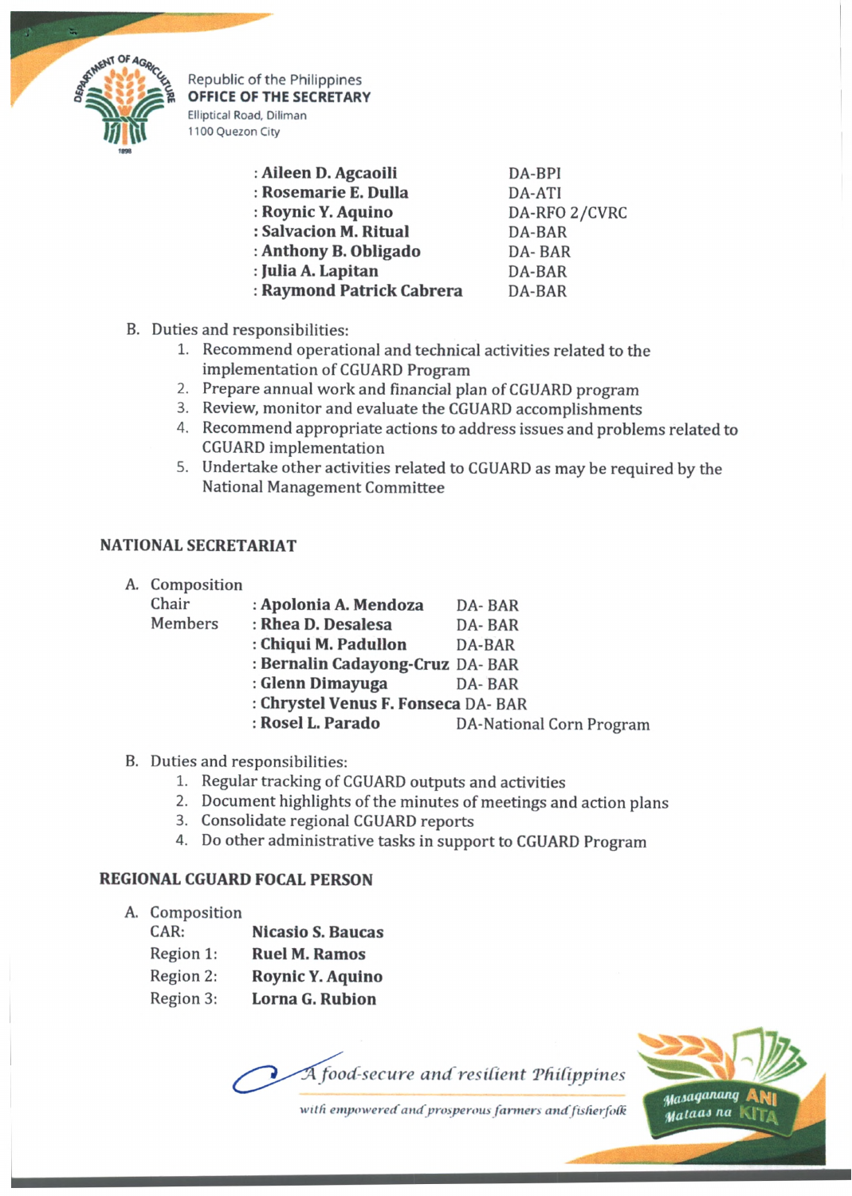| | | |
|---|---|---|
| | : **Aileen D. Agcaoili** | DA-BPI |
| | : **Rosemarie E. Dulla** | DA-ATI |
| | : **Roynic Y. Aquino** | DA-RFO 2/CVRC |
| | : **Salvacion M. Ritual** | DA-BAR |
| | : **Anthony B. Obligado** | DA- BAR |
| | : **Julia A. Lapitan** | DA-BAR |
| | : **Raymond Patrick Cabrera** | DA-BAR |

B. Duties and responsibilities:

1. Recommend operational and technical activities related to the implementation of CGUARD Program
2. Prepare annual work and financial plan of CGUARD program
3. Review, monitor and evaluate the CGUARD accomplishments
4. Recommend appropriate actions to address issues and problems related to CGUARD implementation
5. Undertake other activities related to CGUARD as may be required by the National Management Committee

## NATIONAL SECRETARIAT

A. Composition

| | | |
|---|---|---|
| Chair | : **Apolonia A. Mendoza** | DA- BAR |
| Members | : **Rhea D. Desalesa** | DA- BAR |
| | : **Chiqui M. Padullon** | DA-BAR |
| | : **Bernalin Cadayong-Cruz** | DA- BAR |
| | : **Glenn Dimayuga** | DA- BAR |
| | : **Chrystel Venus F. Fonseca** | DA- BAR |
| | : **Rosel L. Parado** | DA-National Corn Program |

B. Duties and responsibilities:

1. Regular tracking of CGUARD outputs and activities
2. Document highlights of the minutes of meetings and action plans
3. Consolidate regional CGUARD reports
4. Do other administrative tasks in support to CGUARD Program

## REGIONAL CGUARD FOCAL PERSON

A. Composition

| | |
|---|---|
| CAR: | **Nicasio S. Baucas** |
| Region 1: | **Ruel M. Ramos** |
| Region 2: | **Roynic Y. Aquino** |
| Region 3: | **Lorna G. Rubion** |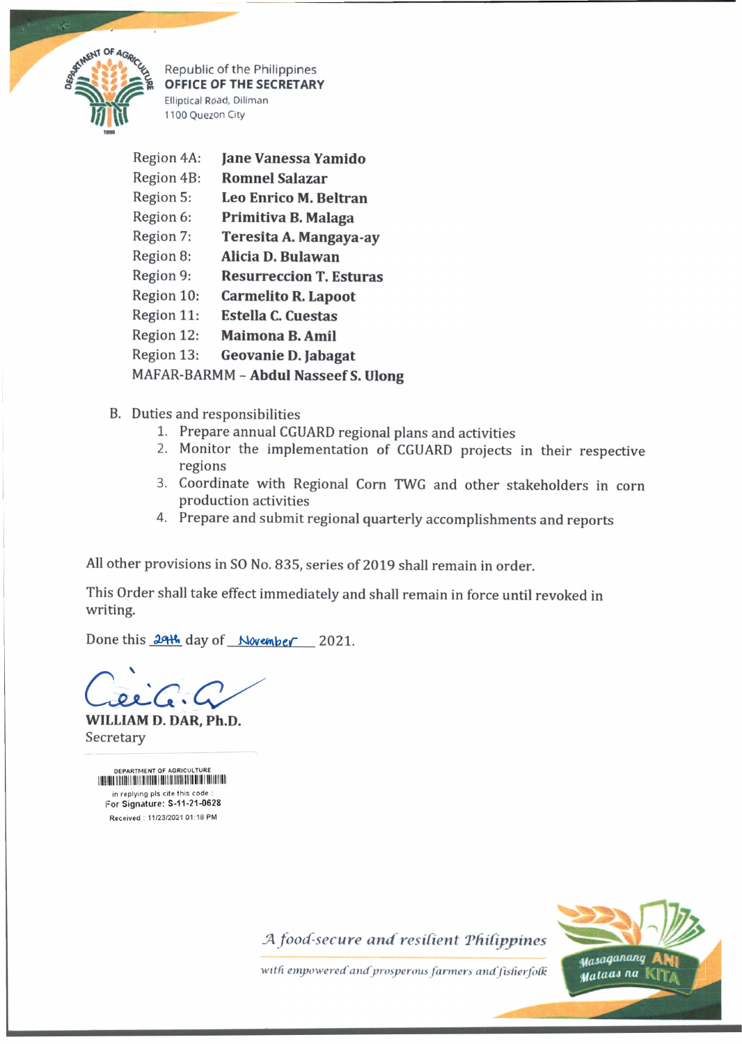Republic of the Philippines
**OFFICE OF THE SECRETARY**
Elliptical Road, Diliman
1100 Quezon City

| | |
|---|---|
| Region 4A: | **Jane Vanessa Yamido** |
| Region 4B: | **Romnel Salazar** |
| Region 5: | **Leo Enrico M. Beltran** |
| Region 6: | **Primitiva B. Malaga** |
| Region 7: | **Teresita A. Mangaya-ay** |
| Region 8: | **Alicia D. Bulawan** |
| Region 9: | **Resurreccion T. Esturas** |
| Region 10: | **Carmelito R. Lapoot** |
| Region 11: | **Estella C. Cuestas** |
| Region 12: | **Maimona B. Amil** |
| Region 13: | **Geovanie D. Jabagat** |

MAFAR-BARMM – **Abdul Nasseef S. Ulong**

B. Duties and responsibilities
   1. Prepare annual CGUARD regional plans and activities
   2. Monitor the implementation of CGUARD projects in their respective regions
   3. Coordinate with Regional Corn TWG and other stakeholders in corn production activities
   4. Prepare and submit regional quarterly accomplishments and reports

All other provisions in SO No. 835, series of 2019 shall remain in order.

This Order shall take effect immediately and shall remain in force until revoked in writing.

Done this 29th day of November 2021.

**WILLIAM D. DAR, Ph.D.**
Secretary

DEPARTMENT OF AGRICULTURE
in replying pls cite this code :
For Signature: **S-11-21-0628**
Received : 11/23/2021 01:18 PM

*A food-secure and resilient Philippines*
*with empowered and prosperous farmers and fisherfolk*

Masaganang ANI Mataas na KITA